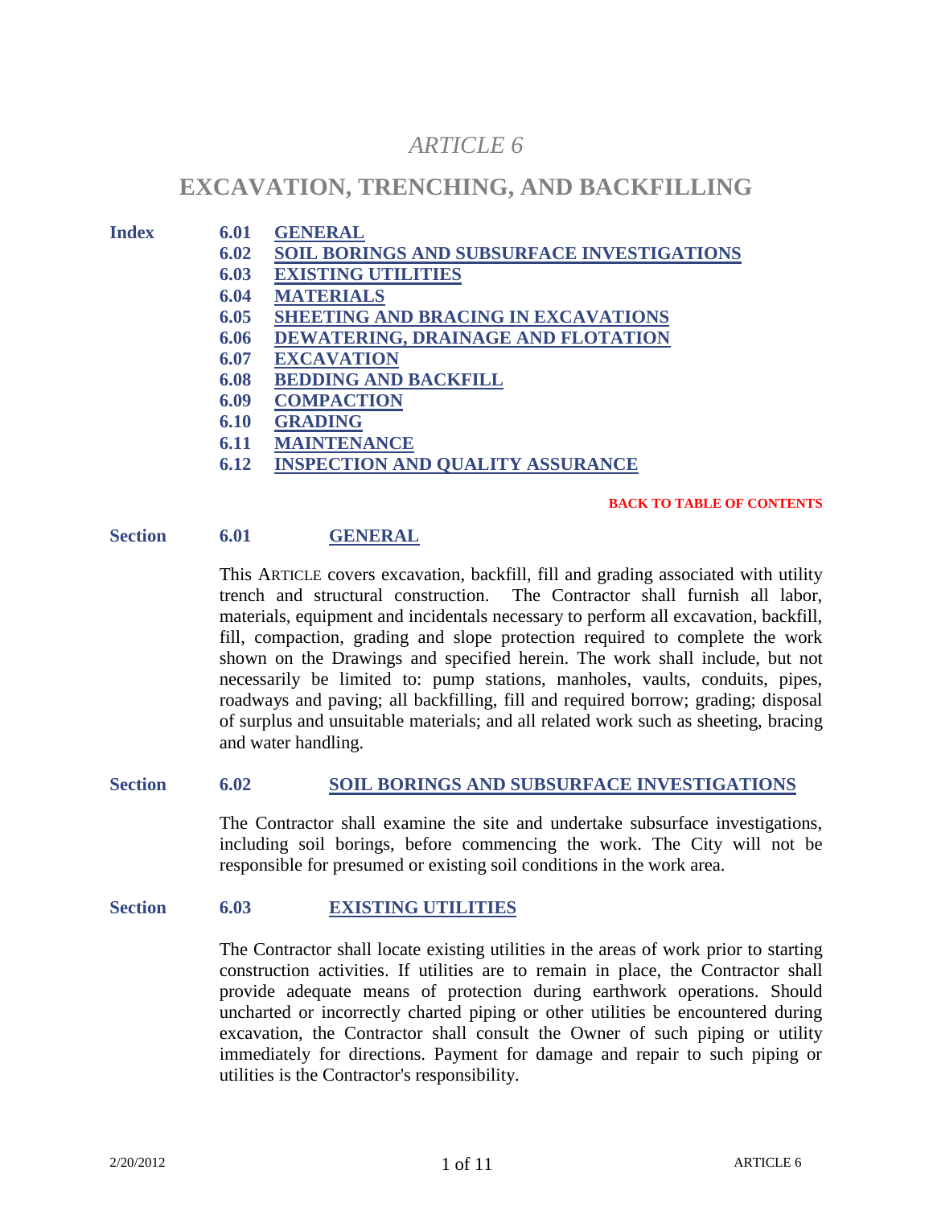# *ARTICLE 6*

# EXCAVATION, TRENCHING, AND BACKFILLING

**Index**

- **6.01 GENERAL**
- **6.02 SOIL BORINGS AND SUBSURFACE INVESTIGATIONS**
- **6.03 EXISTING UTILITIES**
- **6.04 MATERIALS**
- **6.05 SHEETING AND BRACING IN EXCAVATIONS**
- **6.06 DEWATERING, DRAINAGE AND FLOTATION**
- **6.07 EXCAVATION**
- **6.08 BEDDING AND BACKFILL**
- **6.09 COMPACTION**
- **6.10 GRADING**
- **6.11 MAINTENANCE**
- **6.12 INSPECTION AND QUALITY ASSURANCE**

**BACK TO TABLE OF CONTENTS**

## Section 6.01 GENERAL

This ARTICLE covers excavation, backfill, fill and grading associated with utility trench and structural construction. The Contractor shall furnish all labor, materials, equipment and incidentals necessary to perform all excavation, backfill, fill, compaction, grading and slope protection required to complete the work shown on the Drawings and specified herein. The work shall include, but not necessarily be limited to: pump stations, manholes, vaults, conduits, pipes, roadways and paving; all backfilling, fill and required borrow; grading; disposal of surplus and unsuitable materials; and all related work such as sheeting, bracing and water handling.

## Section 6.02 SOIL BORINGS AND SUBSURFACE INVESTIGATIONS

The Contractor shall examine the site and undertake subsurface investigations, including soil borings, before commencing the work. The City will not be responsible for presumed or existing soil conditions in the work area.

## Section 6.03 EXISTING UTILITIES

The Contractor shall locate existing utilities in the areas of work prior to starting construction activities. If utilities are to remain in place, the Contractor shall provide adequate means of protection during earthwork operations. Should uncharted or incorrectly charted piping or other utilities be encountered during excavation, the Contractor shall consult the Owner of such piping or utility immediately for directions. Payment for damage and repair to such piping or utilities is the Contractor's responsibility.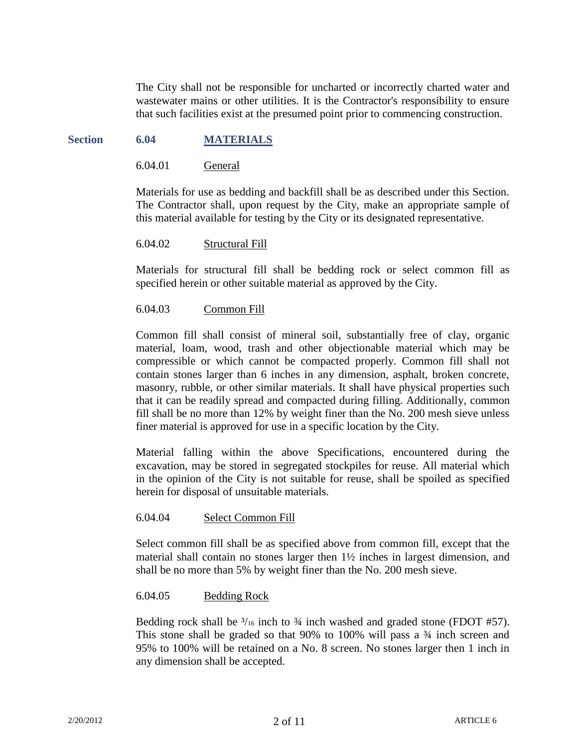The City shall not be responsible for uncharted or incorrectly charted water and wastewater mains or other utilities. It is the Contractor's responsibility to ensure that such facilities exist at the presumed point prior to commencing construction.

## Section 6.04 MATERIALS

### 6.04.01 General

Materials for use as bedding and backfill shall be as described under this Section. The Contractor shall, upon request by the City, make an appropriate sample of this material available for testing by the City or its designated representative.

### 6.04.02 Structural Fill

Materials for structural fill shall be bedding rock or select common fill as specified herein or other suitable material as approved by the City.

### 6.04.03 Common Fill

Common fill shall consist of mineral soil, substantially free of clay, organic material, loam, wood, trash and other objectionable material which may be compressible or which cannot be compacted properly. Common fill shall not contain stones larger than 6 inches in any dimension, asphalt, broken concrete, masonry, rubble, or other similar materials. It shall have physical properties such that it can be readily spread and compacted during filling. Additionally, common fill shall be no more than 12% by weight finer than the No. 200 mesh sieve unless finer material is approved for use in a specific location by the City.

Material falling within the above Specifications, encountered during the excavation, may be stored in segregated stockpiles for reuse. All material which in the opinion of the City is not suitable for reuse, shall be spoiled as specified herein for disposal of unsuitable materials.

### 6.04.04 Select Common Fill

Select common fill shall be as specified above from common fill, except that the material shall contain no stones larger then 1½ inches in largest dimension, and shall be no more than 5% by weight finer than the No. 200 mesh sieve.

### 6.04.05 Bedding Rock

Bedding rock shall be $^{3}/_{16}$ inch to ¾ inch washed and graded stone (FDOT #57). This stone shall be graded so that 90% to 100% will pass a ¾ inch screen and 95% to 100% will be retained on a No. 8 screen. No stones larger then 1 inch in any dimension shall be accepted.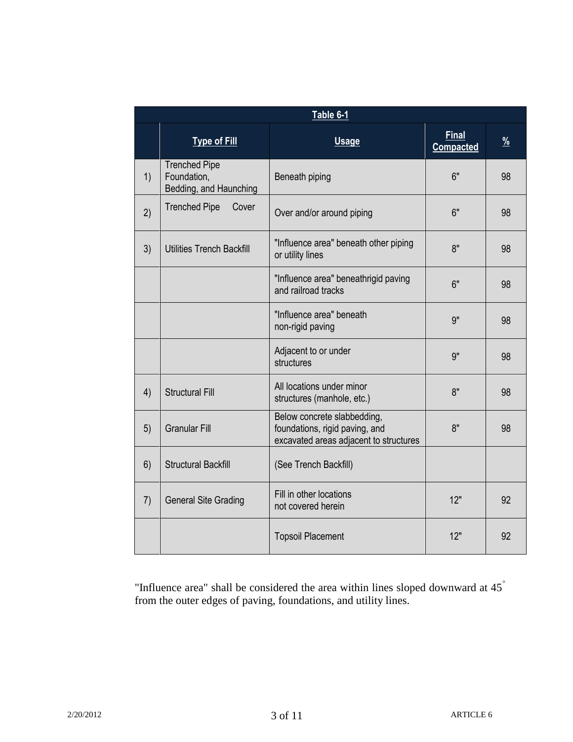**Table 6-1**

| | Type of Fill | Usage | Final Compacted | % |
|---|---|---|---|---|
| 1) | Trenched Pipe Foundation, Bedding, and Haunching | Beneath piping | 6" | 98 |
| 2) | Trenched Pipe Cover | Over and/or around piping | 6" | 98 |
| 3) | Utilities Trench Backfill | "Influence area" beneath other piping or utility lines | 8" | 98 |
| | | "Influence area" beneathrigid paving and railroad tracks | 6" | 98 |
| | | "Influence area" beneath non-rigid paving | 9" | 98 |
| | | Adjacent to or under structures | 9" | 98 |
| 4) | Structural Fill | All locations under minor structures (manhole, etc.) | 8" | 98 |
| 5) | Granular Fill | Below concrete slabbedding, foundations, rigid paving, and excavated areas adjacent to structures | 8" | 98 |
| 6) | Structural Backfill | (See Trench Backfill) | | |
| 7) | General Site Grading | Fill in other locations not covered herein | 12" | 92 |
| | | Topsoil Placement | 12" | 92 |

"Influence area" shall be considered the area within lines sloped downward at 45° from the outer edges of paving, foundations, and utility lines.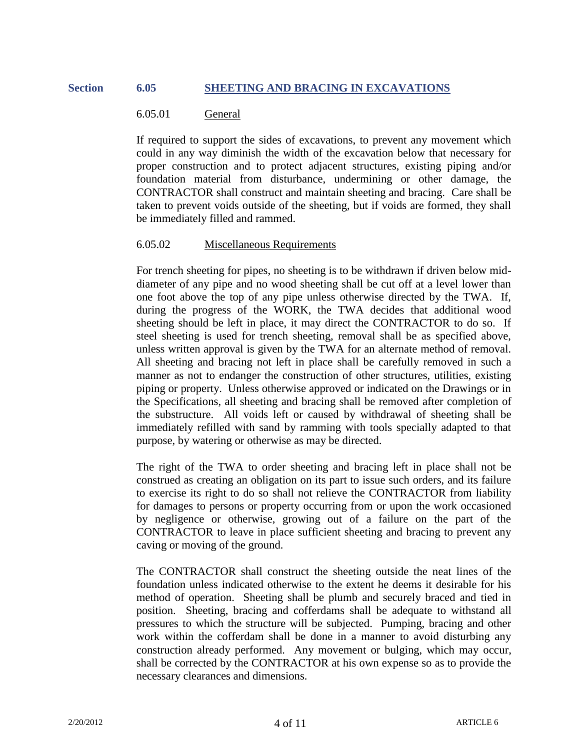## Section 6.05 SHEETING AND BRACING IN EXCAVATIONS

### 6.05.01 General

If required to support the sides of excavations, to prevent any movement which could in any way diminish the width of the excavation below that necessary for proper construction and to protect adjacent structures, existing piping and/or foundation material from disturbance, undermining or other damage, the CONTRACTOR shall construct and maintain sheeting and bracing. Care shall be taken to prevent voids outside of the sheeting, but if voids are formed, they shall be immediately filled and rammed.

### 6.05.02 Miscellaneous Requirements

For trench sheeting for pipes, no sheeting is to be withdrawn if driven below mid-diameter of any pipe and no wood sheeting shall be cut off at a level lower than one foot above the top of any pipe unless otherwise directed by the TWA. If, during the progress of the WORK, the TWA decides that additional wood sheeting should be left in place, it may direct the CONTRACTOR to do so. If steel sheeting is used for trench sheeting, removal shall be as specified above, unless written approval is given by the TWA for an alternate method of removal. All sheeting and bracing not left in place shall be carefully removed in such a manner as not to endanger the construction of other structures, utilities, existing piping or property. Unless otherwise approved or indicated on the Drawings or in the Specifications, all sheeting and bracing shall be removed after completion of the substructure. All voids left or caused by withdrawal of sheeting shall be immediately refilled with sand by ramming with tools specially adapted to that purpose, by watering or otherwise as may be directed.

The right of the TWA to order sheeting and bracing left in place shall not be construed as creating an obligation on its part to issue such orders, and its failure to exercise its right to do so shall not relieve the CONTRACTOR from liability for damages to persons or property occurring from or upon the work occasioned by negligence or otherwise, growing out of a failure on the part of the CONTRACTOR to leave in place sufficient sheeting and bracing to prevent any caving or moving of the ground.

The CONTRACTOR shall construct the sheeting outside the neat lines of the foundation unless indicated otherwise to the extent he deems it desirable for his method of operation. Sheeting shall be plumb and securely braced and tied in position. Sheeting, bracing and cofferdams shall be adequate to withstand all pressures to which the structure will be subjected. Pumping, bracing and other work within the cofferdam shall be done in a manner to avoid disturbing any construction already performed. Any movement or bulging, which may occur, shall be corrected by the CONTRACTOR at his own expense so as to provide the necessary clearances and dimensions.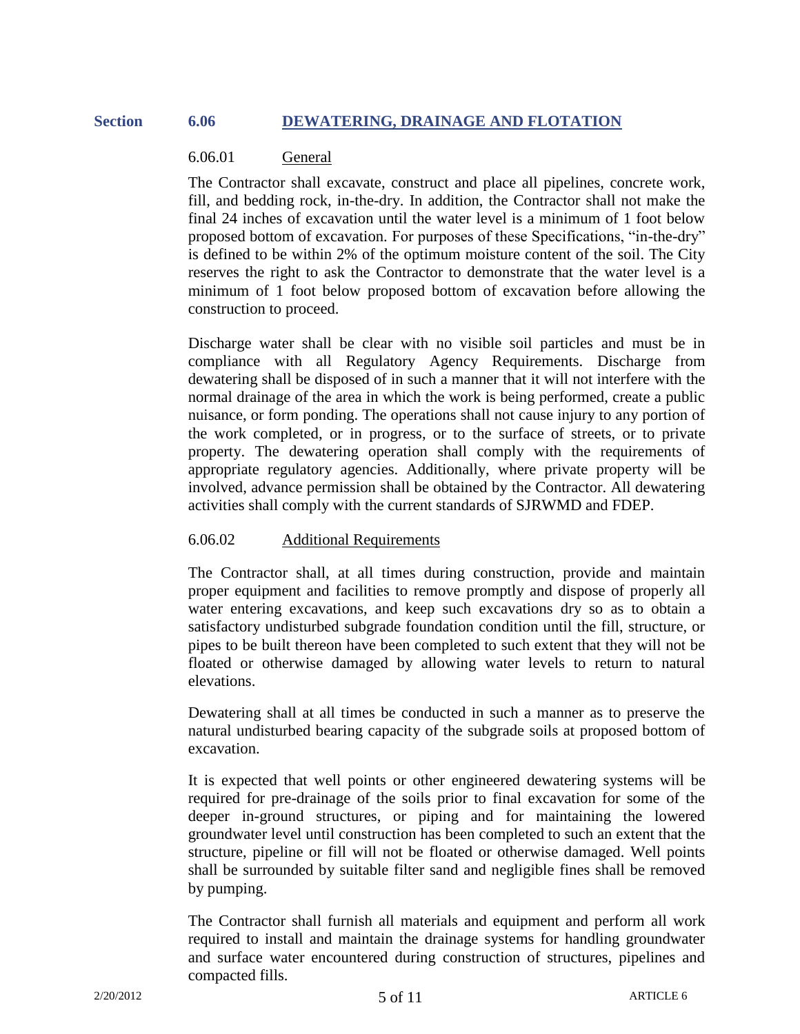## Section 6.06 DEWATERING, DRAINAGE AND FLOTATION

### 6.06.01 General

The Contractor shall excavate, construct and place all pipelines, concrete work, fill, and bedding rock, in-the-dry. In addition, the Contractor shall not make the final 24 inches of excavation until the water level is a minimum of 1 foot below proposed bottom of excavation. For purposes of these Specifications, "in-the-dry" is defined to be within 2% of the optimum moisture content of the soil. The City reserves the right to ask the Contractor to demonstrate that the water level is a minimum of 1 foot below proposed bottom of excavation before allowing the construction to proceed.

Discharge water shall be clear with no visible soil particles and must be in compliance with all Regulatory Agency Requirements. Discharge from dewatering shall be disposed of in such a manner that it will not interfere with the normal drainage of the area in which the work is being performed, create a public nuisance, or form ponding. The operations shall not cause injury to any portion of the work completed, or in progress, or to the surface of streets, or to private property. The dewatering operation shall comply with the requirements of appropriate regulatory agencies. Additionally, where private property will be involved, advance permission shall be obtained by the Contractor. All dewatering activities shall comply with the current standards of SJRWMD and FDEP.

### 6.06.02 Additional Requirements

The Contractor shall, at all times during construction, provide and maintain proper equipment and facilities to remove promptly and dispose of properly all water entering excavations, and keep such excavations dry so as to obtain a satisfactory undisturbed subgrade foundation condition until the fill, structure, or pipes to be built thereon have been completed to such extent that they will not be floated or otherwise damaged by allowing water levels to return to natural elevations.

Dewatering shall at all times be conducted in such a manner as to preserve the natural undisturbed bearing capacity of the subgrade soils at proposed bottom of excavation.

It is expected that well points or other engineered dewatering systems will be required for pre-drainage of the soils prior to final excavation for some of the deeper in-ground structures, or piping and for maintaining the lowered groundwater level until construction has been completed to such an extent that the structure, pipeline or fill will not be floated or otherwise damaged. Well points shall be surrounded by suitable filter sand and negligible fines shall be removed by pumping.

The Contractor shall furnish all materials and equipment and perform all work required to install and maintain the drainage systems for handling groundwater and surface water encountered during construction of structures, pipelines and compacted fills.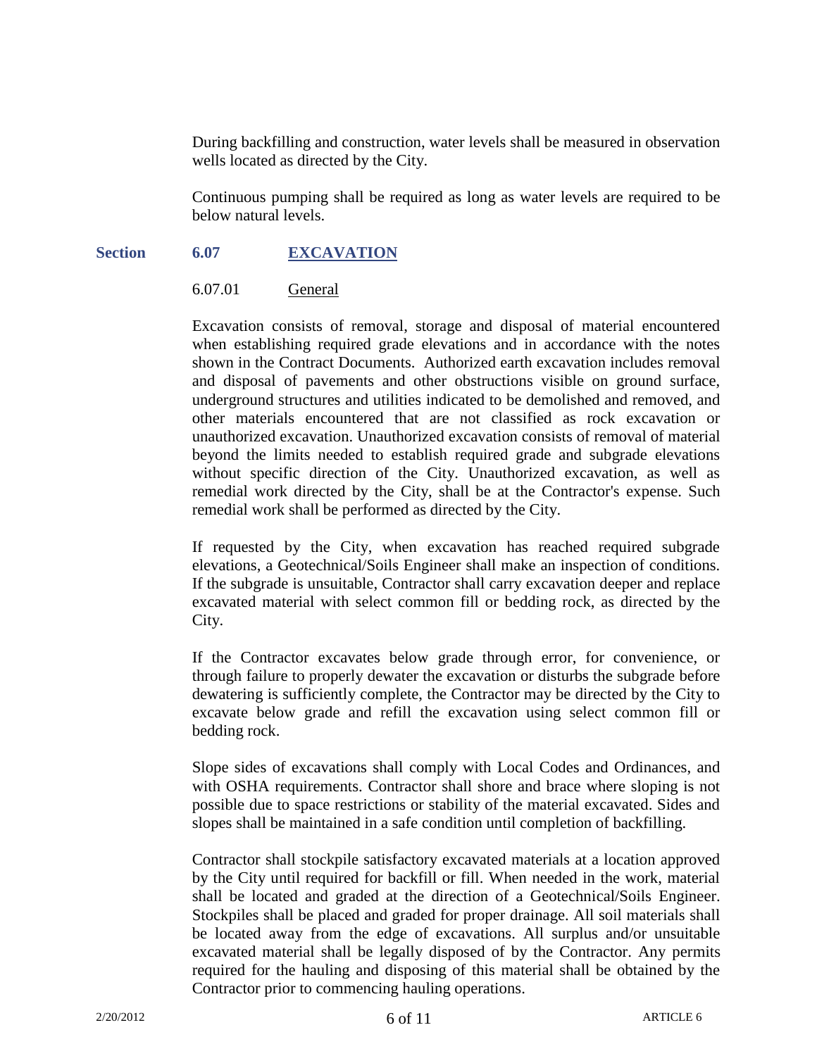During backfilling and construction, water levels shall be measured in observation wells located as directed by the City.

Continuous pumping shall be required as long as water levels are required to be below natural levels.

## Section 6.07 EXCAVATION

### 6.07.01 General

Excavation consists of removal, storage and disposal of material encountered when establishing required grade elevations and in accordance with the notes shown in the Contract Documents. Authorized earth excavation includes removal and disposal of pavements and other obstructions visible on ground surface, underground structures and utilities indicated to be demolished and removed, and other materials encountered that are not classified as rock excavation or unauthorized excavation. Unauthorized excavation consists of removal of material beyond the limits needed to establish required grade and subgrade elevations without specific direction of the City. Unauthorized excavation, as well as remedial work directed by the City, shall be at the Contractor's expense. Such remedial work shall be performed as directed by the City.

If requested by the City, when excavation has reached required subgrade elevations, a Geotechnical/Soils Engineer shall make an inspection of conditions. If the subgrade is unsuitable, Contractor shall carry excavation deeper and replace excavated material with select common fill or bedding rock, as directed by the City.

If the Contractor excavates below grade through error, for convenience, or through failure to properly dewater the excavation or disturbs the subgrade before dewatering is sufficiently complete, the Contractor may be directed by the City to excavate below grade and refill the excavation using select common fill or bedding rock.

Slope sides of excavations shall comply with Local Codes and Ordinances, and with OSHA requirements. Contractor shall shore and brace where sloping is not possible due to space restrictions or stability of the material excavated. Sides and slopes shall be maintained in a safe condition until completion of backfilling.

Contractor shall stockpile satisfactory excavated materials at a location approved by the City until required for backfill or fill. When needed in the work, material shall be located and graded at the direction of a Geotechnical/Soils Engineer. Stockpiles shall be placed and graded for proper drainage. All soil materials shall be located away from the edge of excavations. All surplus and/or unsuitable excavated material shall be legally disposed of by the Contractor. Any permits required for the hauling and disposing of this material shall be obtained by the Contractor prior to commencing hauling operations.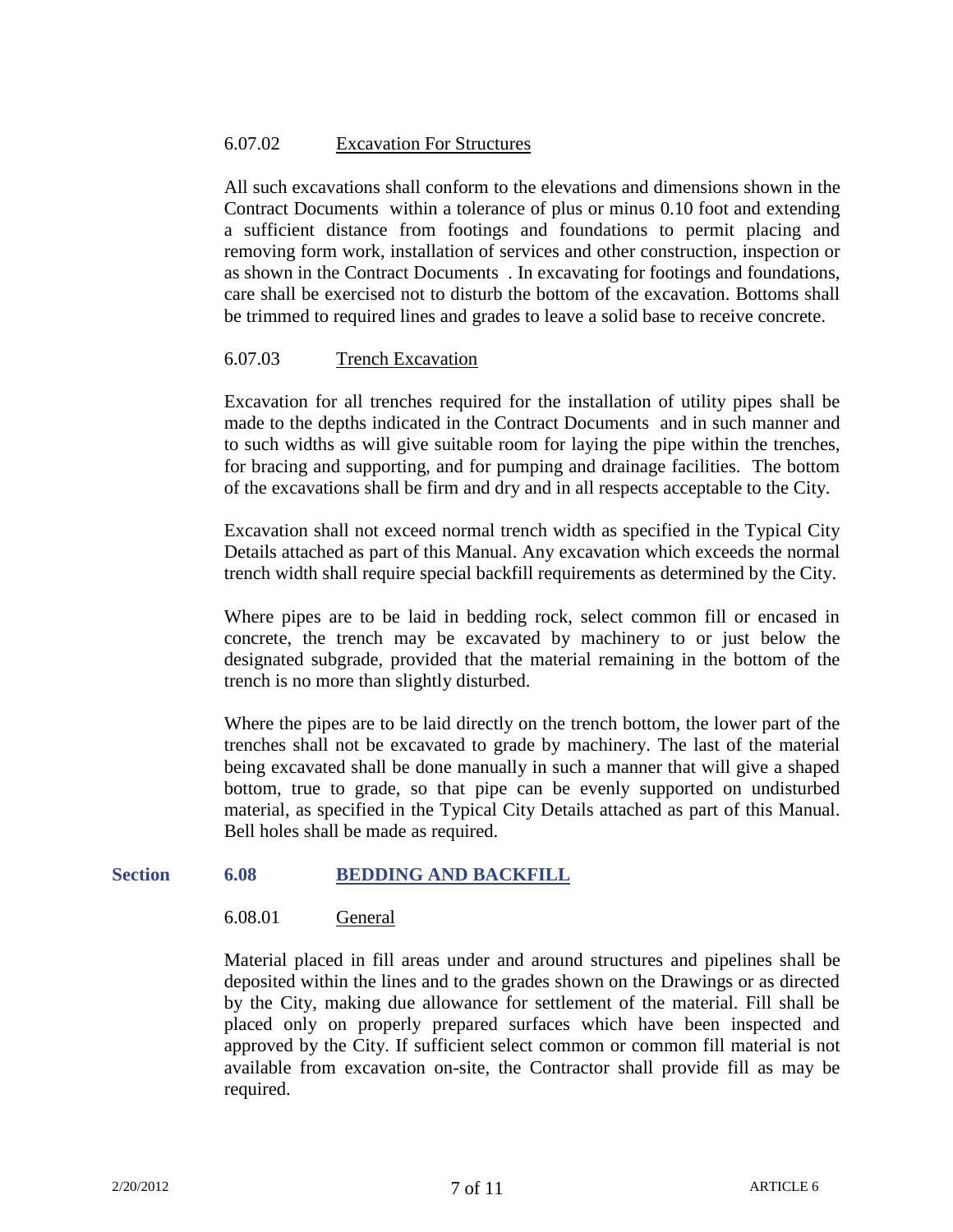#### 6.07.02 Excavation For Structures

All such excavations shall conform to the elevations and dimensions shown in the Contract Documents within a tolerance of plus or minus 0.10 foot and extending a sufficient distance from footings and foundations to permit placing and removing form work, installation of services and other construction, inspection or as shown in the Contract Documents . In excavating for footings and foundations, care shall be exercised not to disturb the bottom of the excavation. Bottoms shall be trimmed to required lines and grades to leave a solid base to receive concrete.

#### 6.07.03 Trench Excavation

Excavation for all trenches required for the installation of utility pipes shall be made to the depths indicated in the Contract Documents and in such manner and to such widths as will give suitable room for laying the pipe within the trenches, for bracing and supporting, and for pumping and drainage facilities. The bottom of the excavations shall be firm and dry and in all respects acceptable to the City.

Excavation shall not exceed normal trench width as specified in the Typical City Details attached as part of this Manual. Any excavation which exceeds the normal trench width shall require special backfill requirements as determined by the City.

Where pipes are to be laid in bedding rock, select common fill or encased in concrete, the trench may be excavated by machinery to or just below the designated subgrade, provided that the material remaining in the bottom of the trench is no more than slightly disturbed.

Where the pipes are to be laid directly on the trench bottom, the lower part of the trenches shall not be excavated to grade by machinery. The last of the material being excavated shall be done manually in such a manner that will give a shaped bottom, true to grade, so that pipe can be evenly supported on undisturbed material, as specified in the Typical City Details attached as part of this Manual. Bell holes shall be made as required.

### Section 6.08 BEDDING AND BACKFILL

#### 6.08.01 General

Material placed in fill areas under and around structures and pipelines shall be deposited within the lines and to the grades shown on the Drawings or as directed by the City, making due allowance for settlement of the material. Fill shall be placed only on properly prepared surfaces which have been inspected and approved by the City. If sufficient select common or common fill material is not available from excavation on-site, the Contractor shall provide fill as may be required.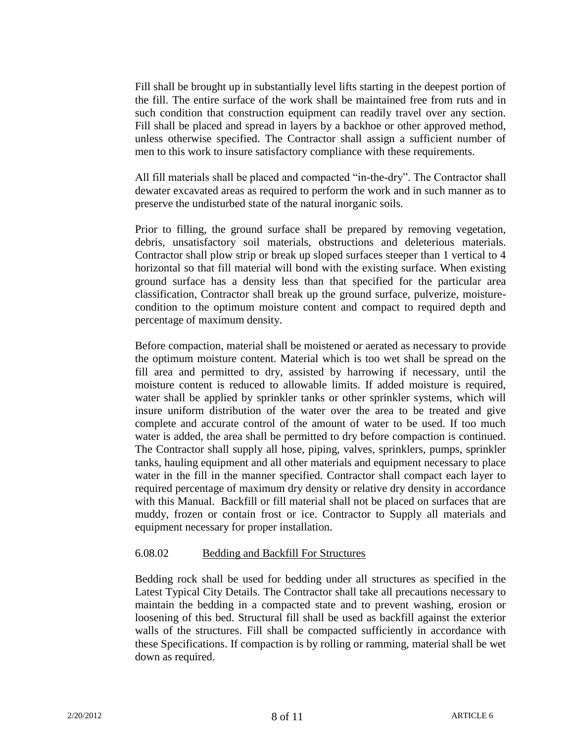Fill shall be brought up in substantially level lifts starting in the deepest portion of the fill. The entire surface of the work shall be maintained free from ruts and in such condition that construction equipment can readily travel over any section. Fill shall be placed and spread in layers by a backhoe or other approved method, unless otherwise specified. The Contractor shall assign a sufficient number of men to this work to insure satisfactory compliance with these requirements.

All fill materials shall be placed and compacted "in-the-dry". The Contractor shall dewater excavated areas as required to perform the work and in such manner as to preserve the undisturbed state of the natural inorganic soils.

Prior to filling, the ground surface shall be prepared by removing vegetation, debris, unsatisfactory soil materials, obstructions and deleterious materials. Contractor shall plow strip or break up sloped surfaces steeper than 1 vertical to 4 horizontal so that fill material will bond with the existing surface. When existing ground surface has a density less than that specified for the particular area classification, Contractor shall break up the ground surface, pulverize, moisture-condition to the optimum moisture content and compact to required depth and percentage of maximum density.

Before compaction, material shall be moistened or aerated as necessary to provide the optimum moisture content. Material which is too wet shall be spread on the fill area and permitted to dry, assisted by harrowing if necessary, until the moisture content is reduced to allowable limits. If added moisture is required, water shall be applied by sprinkler tanks or other sprinkler systems, which will insure uniform distribution of the water over the area to be treated and give complete and accurate control of the amount of water to be used. If too much water is added, the area shall be permitted to dry before compaction is continued. The Contractor shall supply all hose, piping, valves, sprinklers, pumps, sprinkler tanks, hauling equipment and all other materials and equipment necessary to place water in the fill in the manner specified. Contractor shall compact each layer to required percentage of maximum dry density or relative dry density in accordance with this Manual. Backfill or fill material shall not be placed on surfaces that are muddy, frozen or contain frost or ice. Contractor to Supply all materials and equipment necessary for proper installation.

### 6.08.02 Bedding and Backfill For Structures

Bedding rock shall be used for bedding under all structures as specified in the Latest Typical City Details. The Contractor shall take all precautions necessary to maintain the bedding in a compacted state and to prevent washing, erosion or loosening of this bed. Structural fill shall be used as backfill against the exterior walls of the structures. Fill shall be compacted sufficiently in accordance with these Specifications. If compaction is by rolling or ramming, material shall be wet down as required.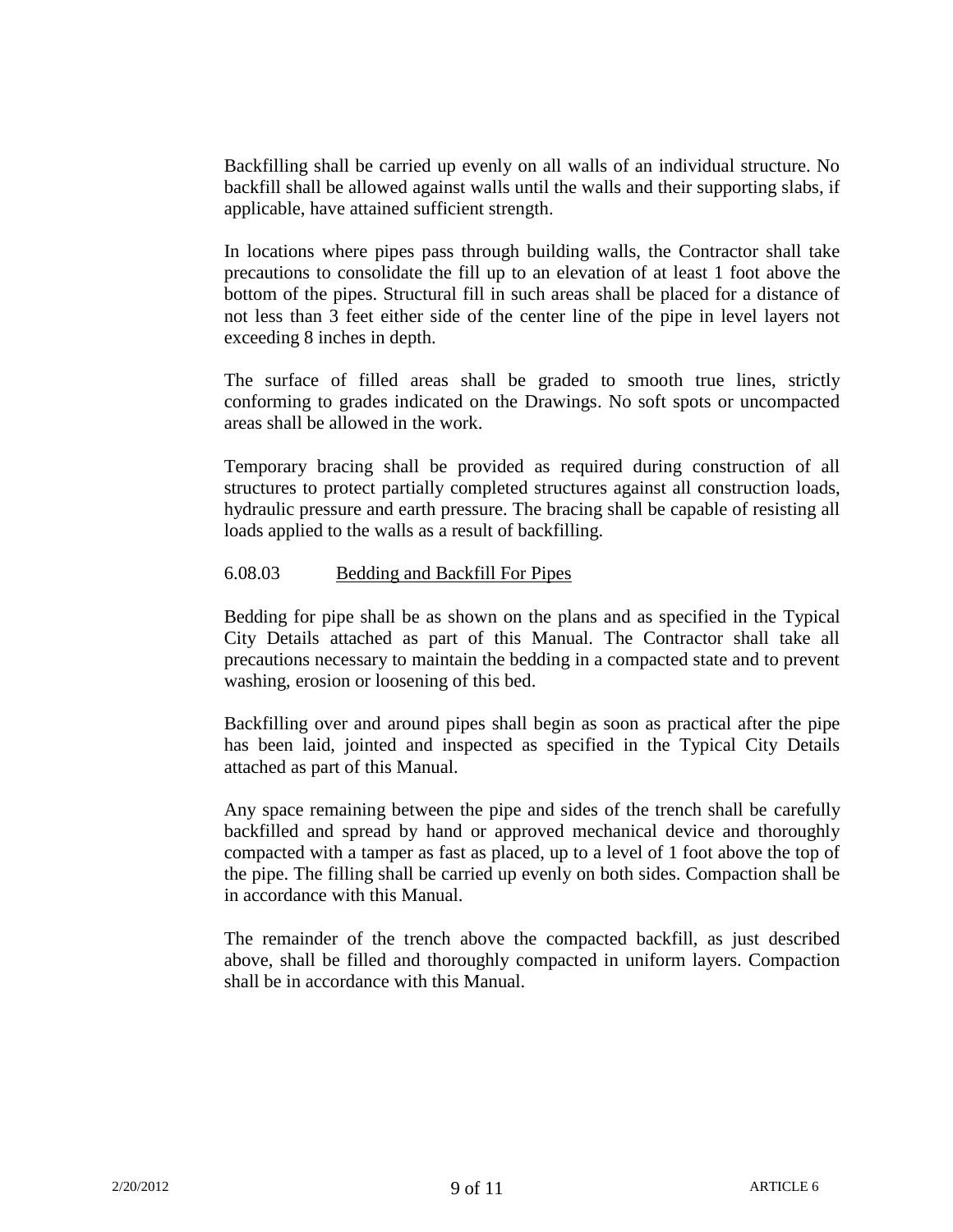Backfilling shall be carried up evenly on all walls of an individual structure. No backfill shall be allowed against walls until the walls and their supporting slabs, if applicable, have attained sufficient strength.

In locations where pipes pass through building walls, the Contractor shall take precautions to consolidate the fill up to an elevation of at least 1 foot above the bottom of the pipes. Structural fill in such areas shall be placed for a distance of not less than 3 feet either side of the center line of the pipe in level layers not exceeding 8 inches in depth.

The surface of filled areas shall be graded to smooth true lines, strictly conforming to grades indicated on the Drawings. No soft spots or uncompacted areas shall be allowed in the work.

Temporary bracing shall be provided as required during construction of all structures to protect partially completed structures against all construction loads, hydraulic pressure and earth pressure. The bracing shall be capable of resisting all loads applied to the walls as a result of backfilling.

### 6.08.03 Bedding and Backfill For Pipes

Bedding for pipe shall be as shown on the plans and as specified in the Typical City Details attached as part of this Manual. The Contractor shall take all precautions necessary to maintain the bedding in a compacted state and to prevent washing, erosion or loosening of this bed.

Backfilling over and around pipes shall begin as soon as practical after the pipe has been laid, jointed and inspected as specified in the Typical City Details attached as part of this Manual.

Any space remaining between the pipe and sides of the trench shall be carefully backfilled and spread by hand or approved mechanical device and thoroughly compacted with a tamper as fast as placed, up to a level of 1 foot above the top of the pipe. The filling shall be carried up evenly on both sides. Compaction shall be in accordance with this Manual.

The remainder of the trench above the compacted backfill, as just described above, shall be filled and thoroughly compacted in uniform layers. Compaction shall be in accordance with this Manual.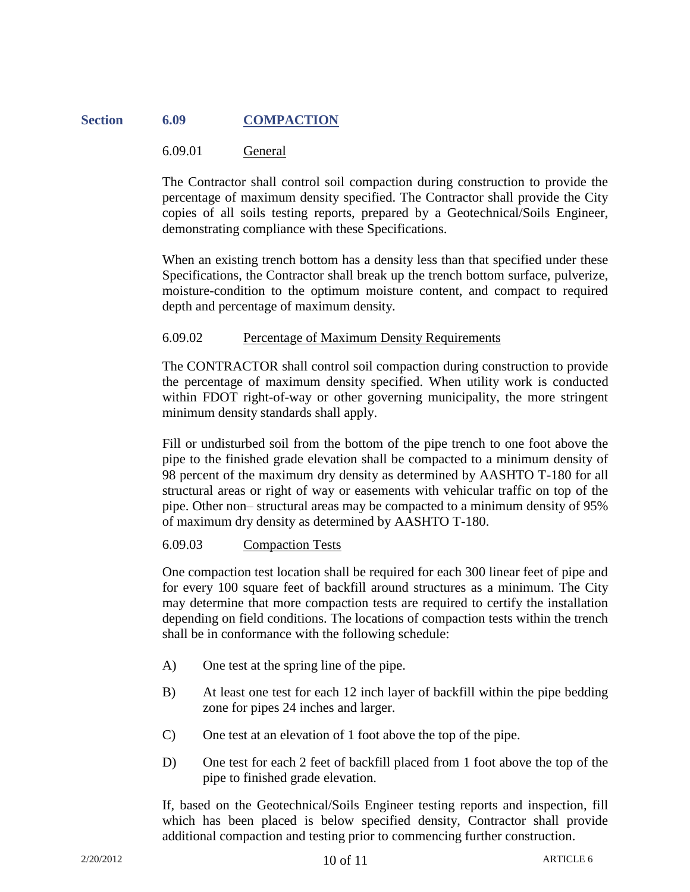## Section 6.09 COMPACTION

### 6.09.01 General

The Contractor shall control soil compaction during construction to provide the percentage of maximum density specified. The Contractor shall provide the City copies of all soils testing reports, prepared by a Geotechnical/Soils Engineer, demonstrating compliance with these Specifications.

When an existing trench bottom has a density less than that specified under these Specifications, the Contractor shall break up the trench bottom surface, pulverize, moisture-condition to the optimum moisture content, and compact to required depth and percentage of maximum density.

### 6.09.02 Percentage of Maximum Density Requirements

The CONTRACTOR shall control soil compaction during construction to provide the percentage of maximum density specified. When utility work is conducted within FDOT right-of-way or other governing municipality, the more stringent minimum density standards shall apply.

Fill or undisturbed soil from the bottom of the pipe trench to one foot above the pipe to the finished grade elevation shall be compacted to a minimum density of 98 percent of the maximum dry density as determined by AASHTO T-180 for all structural areas or right of way or easements with vehicular traffic on top of the pipe. Other non– structural areas may be compacted to a minimum density of 95% of maximum dry density as determined by AASHTO T-180.

### 6.09.03 Compaction Tests

One compaction test location shall be required for each 300 linear feet of pipe and for every 100 square feet of backfill around structures as a minimum. The City may determine that more compaction tests are required to certify the installation depending on field conditions. The locations of compaction tests within the trench shall be in conformance with the following schedule:

A) One test at the spring line of the pipe.

B) At least one test for each 12 inch layer of backfill within the pipe bedding zone for pipes 24 inches and larger.

C) One test at an elevation of 1 foot above the top of the pipe.

D) One test for each 2 feet of backfill placed from 1 foot above the top of the pipe to finished grade elevation.

If, based on the Geotechnical/Soils Engineer testing reports and inspection, fill which has been placed is below specified density, Contractor shall provide additional compaction and testing prior to commencing further construction.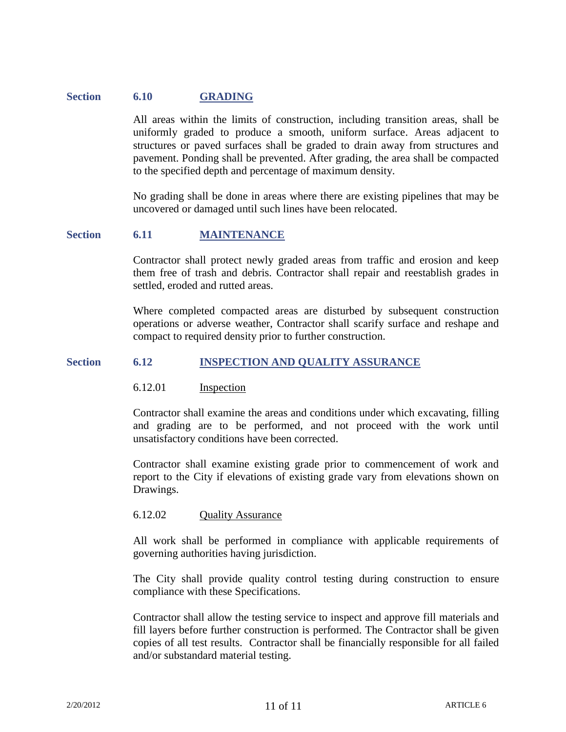## Section 6.10 GRADING

All areas within the limits of construction, including transition areas, shall be uniformly graded to produce a smooth, uniform surface. Areas adjacent to structures or paved surfaces shall be graded to drain away from structures and pavement. Ponding shall be prevented. After grading, the area shall be compacted to the specified depth and percentage of maximum density.

No grading shall be done in areas where there are existing pipelines that may be uncovered or damaged until such lines have been relocated.

## Section 6.11 MAINTENANCE

Contractor shall protect newly graded areas from traffic and erosion and keep them free of trash and debris. Contractor shall repair and reestablish grades in settled, eroded and rutted areas.

Where completed compacted areas are disturbed by subsequent construction operations or adverse weather, Contractor shall scarify surface and reshape and compact to required density prior to further construction.

## Section 6.12 INSPECTION AND QUALITY ASSURANCE

### 6.12.01 Inspection

Contractor shall examine the areas and conditions under which excavating, filling and grading are to be performed, and not proceed with the work until unsatisfactory conditions have been corrected.

Contractor shall examine existing grade prior to commencement of work and report to the City if elevations of existing grade vary from elevations shown on Drawings.

### 6.12.02 Quality Assurance

All work shall be performed in compliance with applicable requirements of governing authorities having jurisdiction.

The City shall provide quality control testing during construction to ensure compliance with these Specifications.

Contractor shall allow the testing service to inspect and approve fill materials and fill layers before further construction is performed. The Contractor shall be given copies of all test results. Contractor shall be financially responsible for all failed and/or substandard material testing.